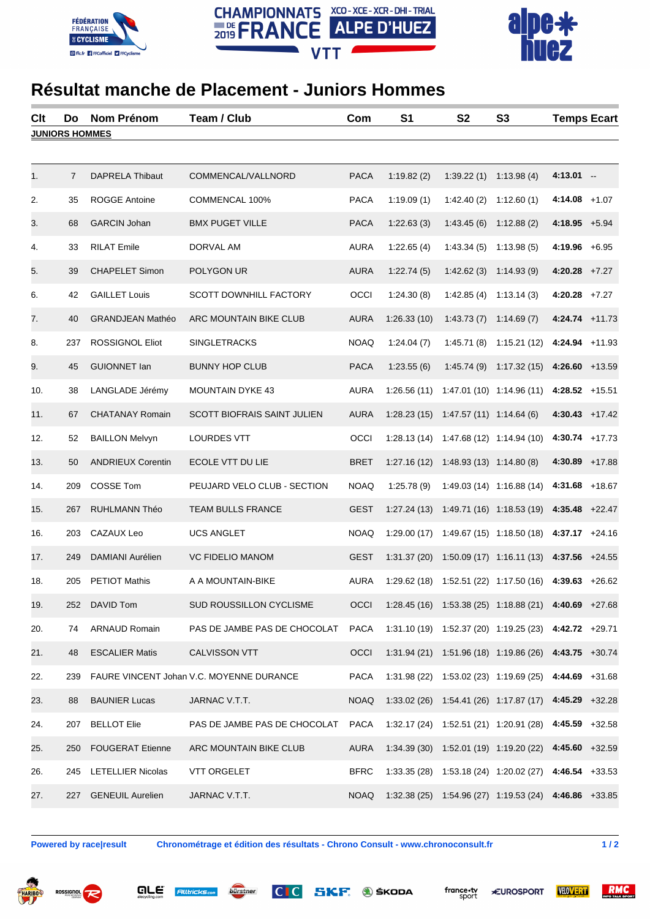CHAMPIONNATS DE FRANCE 2019 XCO - XCE - XCR - DHI - TRIAL ALPE D'HUEZ VTT

# Résultat manche de Placement - Juniors Hommes

| Clt | Do | Nom Prénom | Team / Club | Com | S1 | S2 | S3 | Temps | Ecart |
|---|---|---|---|---|---|---|---|---|---|
| **JUNIORS HOMMES** | | | | | | | | | |
| 1. | 7 | DAPRELA Thibaut | COMMENCAL/VALLNORD | PACA | 1:19.82 (2) | 1:39.22 (1) | 1:13.98 (4) | **4:13.01** | -- |
| 2. | 35 | ROGGE Antoine | COMMENCAL 100% | PACA | 1:19.09 (1) | 1:42.40 (2) | 1:12.60 (1) | **4:14.08** | +1.07 |
| 3. | 68 | GARCIN Johan | BMX PUGET VILLE | PACA | 1:22.63 (3) | 1:43.45 (6) | 1:12.88 (2) | **4:18.95** | +5.94 |
| 4. | 33 | RILAT Emile | DORVAL AM | AURA | 1:22.65 (4) | 1:43.34 (5) | 1:13.98 (5) | **4:19.96** | +6.95 |
| 5. | 39 | CHAPELET Simon | POLYGON UR | AURA | 1:22.74 (5) | 1:42.62 (3) | 1:14.93 (9) | **4:20.28** | +7.27 |
| 6. | 42 | GAILLET Louis | SCOTT DOWNHILL FACTORY | OCCI | 1:24.30 (8) | 1:42.85 (4) | 1:13.14 (3) | **4:20.28** | +7.27 |
| 7. | 40 | GRANDJEAN Mathéo | ARC MOUNTAIN BIKE CLUB | AURA | 1:26.33 (10) | 1:43.73 (7) | 1:14.69 (7) | **4:24.74** | +11.73 |
| 8. | 237 | ROSSIGNOL Eliot | SINGLETRACKS | NOAQ | 1:24.04 (7) | 1:45.71 (8) | 1:15.21 (12) | **4:24.94** | +11.93 |
| 9. | 45 | GUIONNET Ian | BUNNY HOP CLUB | PACA | 1:23.55 (6) | 1:45.74 (9) | 1:17.32 (15) | **4:26.60** | +13.59 |
| 10. | 38 | LANGLADE Jérémy | MOUNTAIN DYKE 43 | AURA | 1:26.56 (11) | 1:47.01 (10) | 1:14.96 (11) | **4:28.52** | +15.51 |
| 11. | 67 | CHATANAY Romain | SCOTT BIOFRAIS SAINT JULIEN | AURA | 1:28.23 (15) | 1:47.57 (11) | 1:14.64 (6) | **4:30.43** | +17.42 |
| 12. | 52 | BAILLON Melvyn | LOURDES VTT | OCCI | 1:28.13 (14) | 1:47.68 (12) | 1:14.94 (10) | **4:30.74** | +17.73 |
| 13. | 50 | ANDRIEUX Corentin | ECOLE VTT DU LIE | BRET | 1:27.16 (12) | 1:48.93 (13) | 1:14.80 (8) | **4:30.89** | +17.88 |
| 14. | 209 | COSSE Tom | PEUJARD VELO CLUB - SECTION | NOAQ | 1:25.78 (9) | 1:49.03 (14) | 1:16.88 (14) | **4:31.68** | +18.67 |
| 15. | 267 | RUHLMANN Théo | TEAM BULLS FRANCE | GEST | 1:27.24 (13) | 1:49.71 (16) | 1:18.53 (19) | **4:35.48** | +22.47 |
| 16. | 203 | CAZAUX Leo | UCS ANGLET | NOAQ | 1:29.00 (17) | 1:49.67 (15) | 1:18.50 (18) | **4:37.17** | +24.16 |
| 17. | 249 | DAMIANI Aurélien | VC FIDELIO MANOM | GEST | 1:31.37 (20) | 1:50.09 (17) | 1:16.11 (13) | **4:37.56** | +24.55 |
| 18. | 205 | PETIOT Mathis | A A MOUNTAIN-BIKE | AURA | 1:29.62 (18) | 1:52.51 (22) | 1:17.50 (16) | **4:39.63** | +26.62 |
| 19. | 252 | DAVID Tom | SUD ROUSSILLON CYCLISME | OCCI | 1:28.45 (16) | 1:53.38 (25) | 1:18.88 (21) | **4:40.69** | +27.68 |
| 20. | 74 | ARNAUD Romain | PAS DE JAMBE PAS DE CHOCOLAT | PACA | 1:31.10 (19) | 1:52.37 (20) | 1:19.25 (23) | **4:42.72** | +29.71 |
| 21. | 48 | ESCALIER Matis | CALVISSON VTT | OCCI | 1:31.94 (21) | 1:51.96 (18) | 1:19.86 (26) | **4:43.75** | +30.74 |
| 22. | 239 | FAURE VINCENT Johan | V.C. MOYENNE DURANCE | PACA | 1:31.98 (22) | 1:53.02 (23) | 1:19.69 (25) | **4:44.69** | +31.68 |
| 23. | 88 | BAUNIER Lucas | JARNAC V.T.T. | NOAQ | 1:33.02 (26) | 1:54.41 (26) | 1:17.87 (17) | **4:45.29** | +32.28 |
| 24. | 207 | BELLOT Elie | PAS DE JAMBE PAS DE CHOCOLAT | PACA | 1:32.17 (24) | 1:52.51 (21) | 1:20.91 (28) | **4:45.59** | +32.58 |
| 25. | 250 | FOUGERAT Etienne | ARC MOUNTAIN BIKE CLUB | AURA | 1:34.39 (30) | 1:52.01 (19) | 1:19.20 (22) | **4:45.60** | +32.59 |
| 26. | 245 | LETELLIER Nicolas | VTT ORGELET | BFRC | 1:33.35 (28) | 1:53.18 (24) | 1:20.02 (27) | **4:46.54** | +33.53 |
| 27. | 227 | GENEUIL Aurelien | JARNAC V.T.T. | NOAQ | 1:32.38 (25) | 1:54.96 (27) | 1:19.53 (24) | **4:46.86** | +33.85 |

**Powered by race|result** **Chronométrage et édition des résultats - Chrono Consult - www.chronoconsult.fr**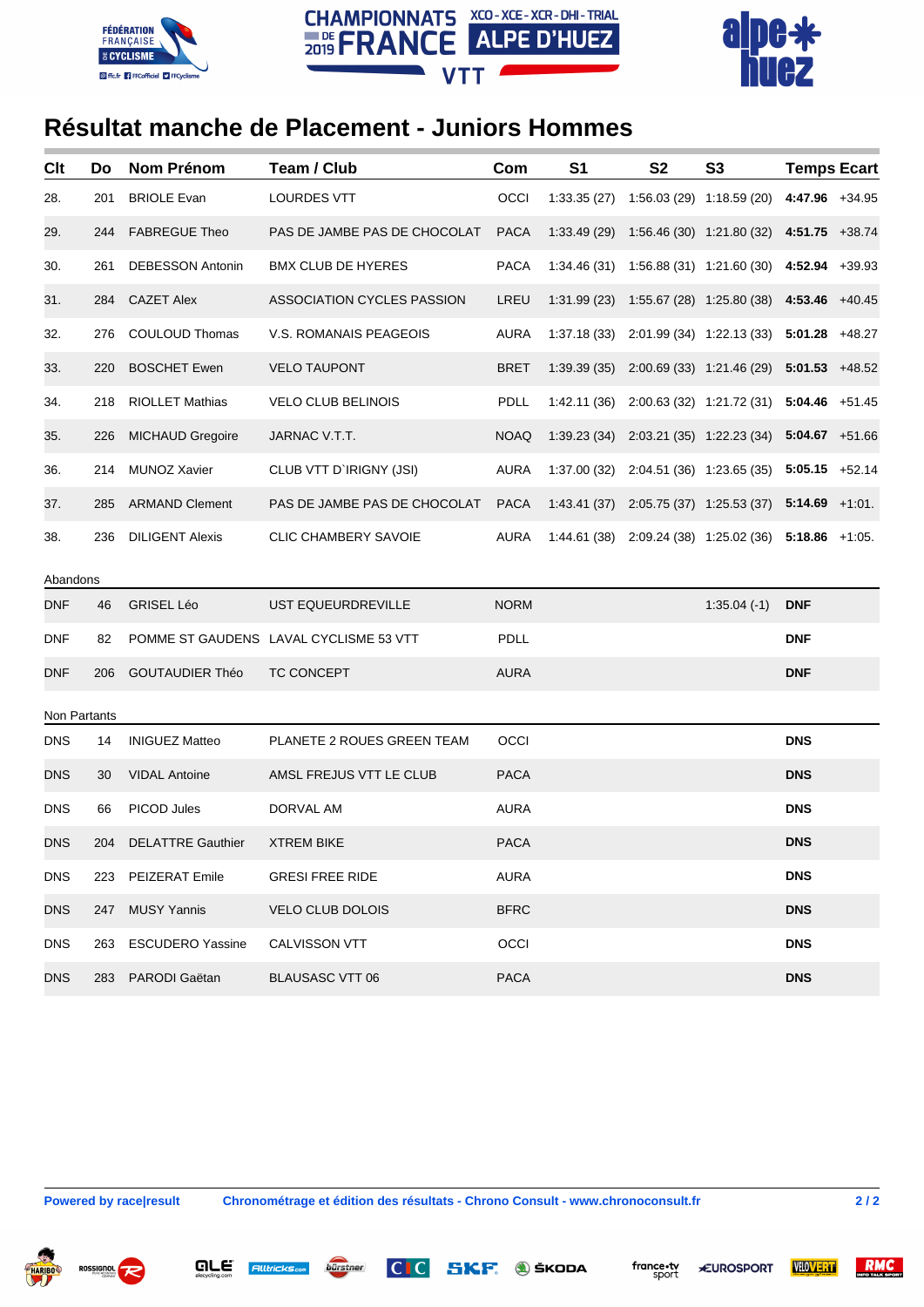# Résultat manche de Placement - Juniors Hommes

| Clt | Do | Nom Prénom | Team / Club | Com | S1 | S2 | S3 | Temps | Ecart |
|---|---|---|---|---|---|---|---|---|---|
| 28. | 201 | BRIOLE Evan | LOURDES VTT | OCCI | 1:33.35 (27) | 1:56.03 (29) | 1:18.59 (20) | **4:47.96** | +34.95 |
| 29. | 244 | FABREGUE Theo | PAS DE JAMBE PAS DE CHOCOLAT | PACA | 1:33.49 (29) | 1:56.46 (30) | 1:21.80 (32) | **4:51.75** | +38.74 |
| 30. | 261 | DEBESSON Antonin | BMX CLUB DE HYERES | PACA | 1:34.46 (31) | 1:56.88 (31) | 1:21.60 (30) | **4:52.94** | +39.93 |
| 31. | 284 | CAZET Alex | ASSOCIATION CYCLES PASSION | LREU | 1:31.99 (23) | 1:55.67 (28) | 1:25.80 (38) | **4:53.46** | +40.45 |
| 32. | 276 | COULOUD Thomas | V.S. ROMANAIS PEAGEOIS | AURA | 1:37.18 (33) | 2:01.99 (34) | 1:22.13 (33) | **5:01.28** | +48.27 |
| 33. | 220 | BOSCHET Ewen | VELO TAUPONT | BRET | 1:39.39 (35) | 2:00.69 (33) | 1:21.46 (29) | **5:01.53** | +48.52 |
| 34. | 218 | RIOLLET Mathias | VELO CLUB BELINOIS | PDLL | 1:42.11 (36) | 2:00.63 (32) | 1:21.72 (31) | **5:04.46** | +51.45 |
| 35. | 226 | MICHAUD Gregoire | JARNAC V.T.T. | NOAQ | 1:39.23 (34) | 2:03.21 (35) | 1:22.23 (34) | **5:04.67** | +51.66 |
| 36. | 214 | MUNOZ Xavier | CLUB VTT D`IRIGNY (JSI) | AURA | 1:37.00 (32) | 2:04.51 (36) | 1:23.65 (35) | **5:05.15** | +52.14 |
| 37. | 285 | ARMAND Clement | PAS DE JAMBE PAS DE CHOCOLAT | PACA | 1:43.41 (37) | 2:05.75 (37) | 1:25.53 (37) | **5:14.69** | +1:01. |
| 38. | 236 | DILIGENT Alexis | CLIC CHAMBERY SAVOIE | AURA | 1:44.61 (38) | 2:09.24 (38) | 1:25.02 (36) | **5:18.86** | +1:05. |

Abandons

| Clt | Do | Nom Prénom | Team / Club | Com | S1 | S2 | S3 | Temps | Ecart |
|---|---|---|---|---|---|---|---|---|---|
| DNF | 46 | GRISEL Léo | UST EQUEURDREVILLE | NORM | | | 1:35.04 (-1) | **DNF** | |
| DNF | 82 | POMME ST GAUDENS | LAVAL CYCLISME 53 VTT | PDLL | | | | **DNF** | |
| DNF | 206 | GOUTAUDIER Théo | TC CONCEPT | AURA | | | | **DNF** | |

Non Partants

| Clt | Do | Nom Prénom | Team / Club | Com | S1 | S2 | S3 | Temps | Ecart |
|---|---|---|---|---|---|---|---|---|---|
| DNS | 14 | INIGUEZ Matteo | PLANETE 2 ROUES GREEN TEAM | OCCI | | | | **DNS** | |
| DNS | 30 | VIDAL Antoine | AMSL FREJUS VTT LE CLUB | PACA | | | | **DNS** | |
| DNS | 66 | PICOD Jules | DORVAL AM | AURA | | | | **DNS** | |
| DNS | 204 | DELATTRE Gauthier | XTREM BIKE | PACA | | | | **DNS** | |
| DNS | 223 | PEIZERAT Emile | GRESI FREE RIDE | AURA | | | | **DNS** | |
| DNS | 247 | MUSY Yannis | VELO CLUB DOLOIS | BFRC | | | | **DNS** | |
| DNS | 263 | ESCUDERO Yassine | CALVISSON VTT | OCCI | | | | **DNS** | |
| DNS | 283 | PARODI Gaëtan | BLAUSASC VTT 06 | PACA | | | | **DNS** | |

**Powered by race|result** **Chronométrage et édition des résultats - Chrono Consult - www.chronoconsult.fr**